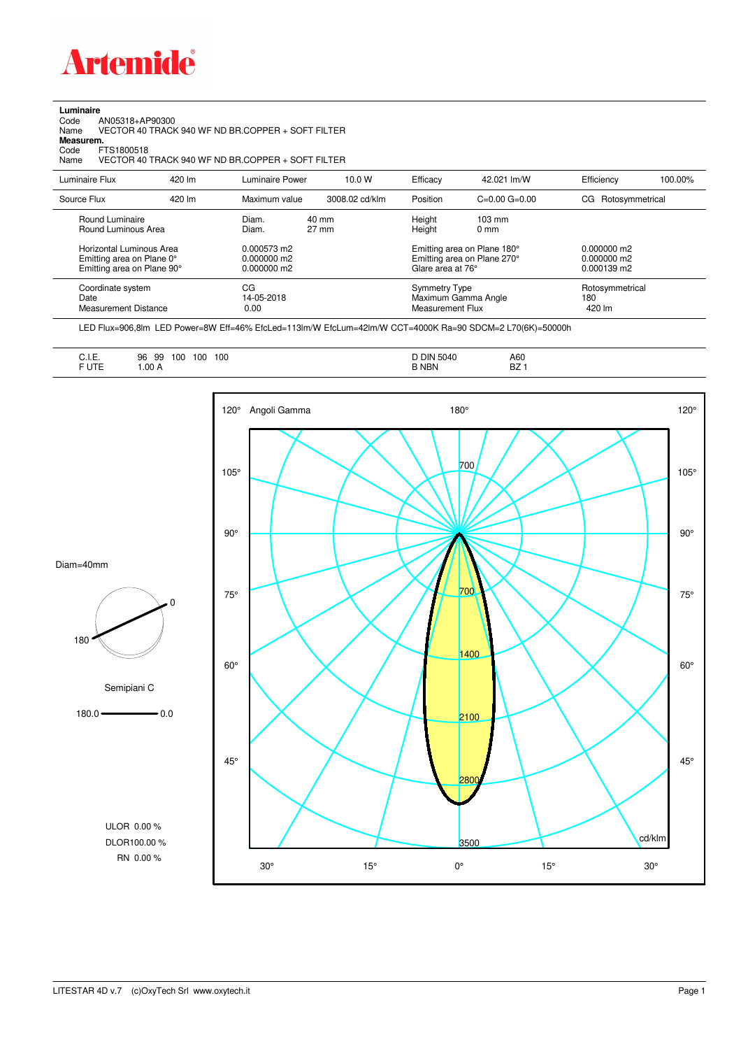**Artemide**

**Luminaire**
Code AN05318+AP90300
Name VECTOR 40 TRACK 940 WF ND BR.COPPER + SOFT FILTER
**Measurem.**
Code FTS1800518
Name VECTOR 40 TRACK 940 WF ND BR.COPPER + SOFT FILTER

| Luminaire Flux | 420 lm | Luminaire Power | 10.0 W | Efficacy | 42.021 lm/W | Efficiency | 100.00% |
|---|---|---|---|---|---|---|---|
| Source Flux | 420 lm | Maximum value | 3008.02 cd/klm | Position | C=0.00 G=0.00 | CG | Rotosymmetrical |

| | | | | |
|---|---|---|---|---|
| Round Luminaire | Diam. 40 mm | Height 103 mm | | |
| Round Luminous Area | Diam. 27 mm | Height 0 mm | | |
| Horizontal Luminous Area | 0.000573 m2 | Emitting area on Plane 180° | 0.000000 m2 | |
| Emitting area on Plane 0° | 0.000000 m2 | Emitting area on Plane 270° | 0.000000 m2 | |
| Emitting area on Plane 90° | 0.000000 m2 | Glare area at 76° | 0.000139 m2 | |

| | | | |
|---|---|---|---|
| Coordinate system | CG | Symmetry Type | Rotosymmetrical |
| Date | 14-05-2018 | Maximum Gamma Angle | 180 |
| Measurement Distance | 0.00 | Measurement Flux | 420 lm |

LED Flux=906,8lm LED Power=8W Eff=46% EfcLed=113lm/W EfcLum=42lm/W CCT=4000K Ra=90 SDCM=2 L70(6K)=50000h

| | | | |
|---|---|---|---|
| C.I.E. | 96 99 100 100 100 | D DIN 5040 | A60 |
| F UTE | 1.00 A | B NBN | BZ 1 |

Diam=40mm

Semipiani C

180.0 — 0.0

ULOR 0.00 %
DLOR 100.00 %
RN 0.00 %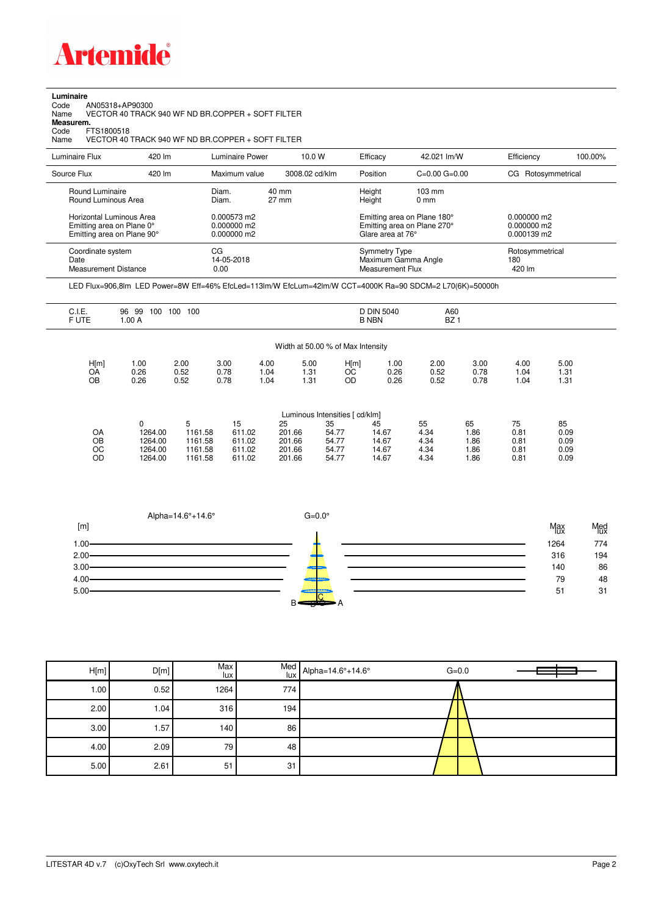**Artemide**

**Luminaire**

Code AN05318+AP90300

Name VECTOR 40 TRACK 940 WF ND BR.COPPER + SOFT FILTER

**Measurem.**

Code FTS1800518

Name VECTOR 40 TRACK 940 WF ND BR.COPPER + SOFT FILTER

| | | | | | | | |
|---|---|---|---|---|---|---|---|
| Luminaire Flux | 420 lm | Luminaire Power | 10.0 W | Efficacy | 42.021 lm/W | Efficiency | 100.00% |
| Source Flux | 420 lm | Maximum value | 3008.02 cd/klm | Position | C=0.00 G=0.00 | CG Rotosymmetrical | |

| | | | | | |
|---|---|---|---|---|---|
| Round Luminaire | Diam. | 40 mm | Height | 103 mm | |
| Round Luminous Area | Diam. | 27 mm | Height | 0 mm | |
| Horizontal Luminous Area | 0.000573 m2 | | Emitting area on Plane 180° | | 0.000000 m2 |
| Emitting area on Plane 0° | 0.000000 m2 | | Emitting area on Plane 270° | | 0.000000 m2 |
| Emitting area on Plane 90° | 0.000000 m2 | | Glare area at 76° | | 0.000139 m2 |
| Coordinate system | CG | | Symmetry Type | | Rotosymmetrical |
| Date | 14-05-2018 | | Maximum Gamma Angle | | 180 |
| Measurement Distance | 0.00 | | Measurement Flux | | 420 lm |

LED Flux=906,8lm LED Power=8W Eff=46% EfcLed=113lm/W EfcLum=42lm/W CCT=4000K Ra=90 SDCM=2 L70(6K)=50000h

| | | | |
|---|---|---|---|
| C.I.E. | 96 99 100 100 100 | D DIN 5040 | A60 |
| F UTE | 1.00 A | B NBN | BZ 1 |

Width at 50.00 % of Max Intensity

| H[m] | 1.00 | 2.00 | 3.00 | 4.00 | 5.00 | H[m] | 1.00 | 2.00 | 3.00 | 4.00 | 5.00 |
|---|---|---|---|---|---|---|---|---|---|---|---|
| OA | 0.26 | 0.52 | 0.78 | 1.04 | 1.31 | OC | 0.26 | 0.52 | 0.78 | 1.04 | 1.31 |
| OB | 0.26 | 0.52 | 0.78 | 1.04 | 1.31 | OD | 0.26 | 0.52 | 0.78 | 1.04 | 1.31 |

Luminous Intensities [ cd/klm]

| | 0 | 5 | 15 | 25 | 35 | 45 | 55 | 65 | 75 | 85 |
|---|---|---|---|---|---|---|---|---|---|---|
| OA | 1264.00 | 1161.58 | 611.02 | 201.66 | 54.77 | 14.67 | 4.34 | 1.86 | 0.81 | 0.09 |
| OB | 1264.00 | 1161.58 | 611.02 | 201.66 | 54.77 | 14.67 | 4.34 | 1.86 | 0.81 | 0.09 |
| OC | 1264.00 | 1161.58 | 611.02 | 201.66 | 54.77 | 14.67 | 4.34 | 1.86 | 0.81 | 0.09 |
| OD | 1264.00 | 1161.58 | 611.02 | 201.66 | 54.77 | 14.67 | 4.34 | 1.86 | 0.81 | 0.09 |

Alpha=14.6°+14.6° G=0.0°

[m]

1.00 2.00 3.00 4.00 5.00

Max lux: 1264 316 140 79 51

Med lux: 774 194 86 48 31

B D C A

| H[m] | D[m] | Max lux | Med lux | Alpha=14.6°+14.6° G=0.0 |
|---|---|---|---|---|
| 1.00 | 0.52 | 1264 | 774 | |
| 2.00 | 1.04 | 316 | 194 | |
| 3.00 | 1.57 | 140 | 86 | |
| 4.00 | 2.09 | 79 | 48 | |
| 5.00 | 2.61 | 51 | 31 | |

LITESTAR 4D v.7 (c)OxyTech Srl www.oxytech.it